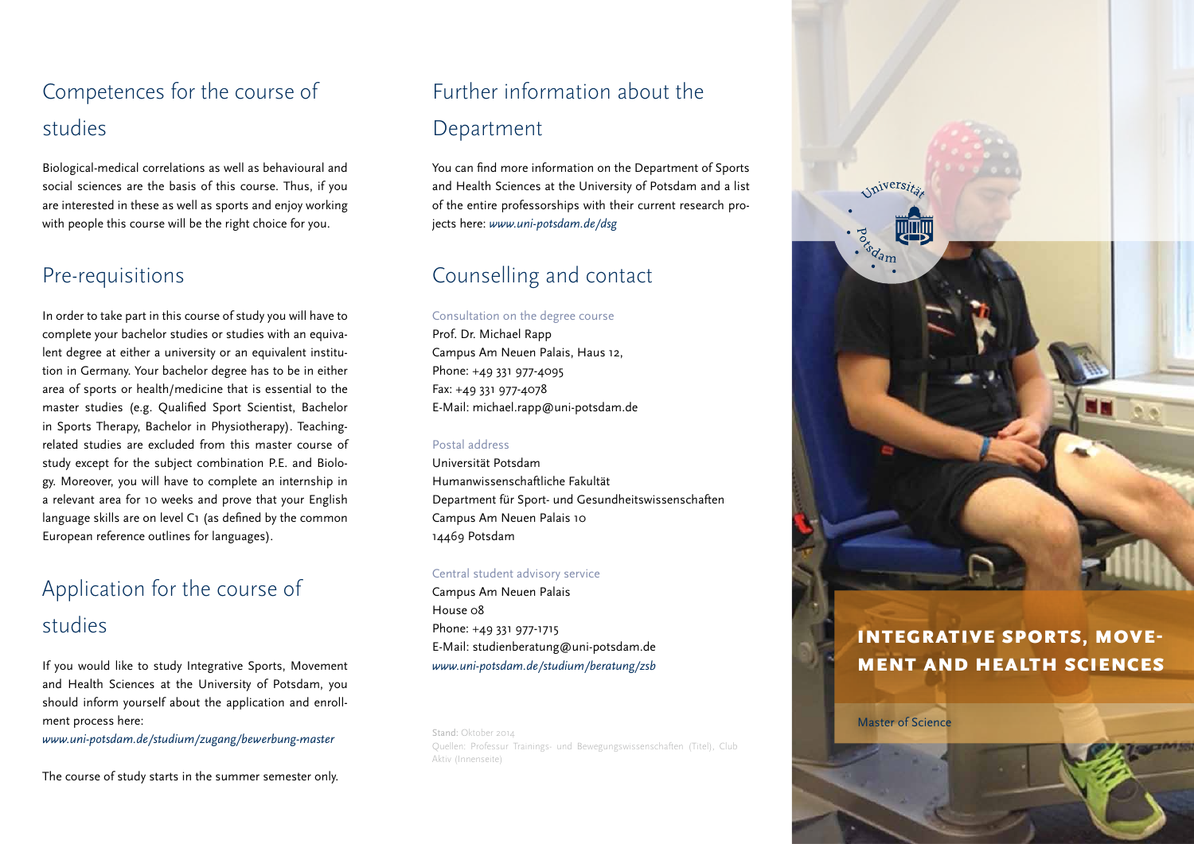## Competences for the course of studies

Biological-medical correlations as well as behavioural and social sciences are the basis of this course. Thus, if you are interested in these as well as sports and enjoy working with people this course will be the right choice for you.

## Pre-requisitions

In order to take part in this course of study you will have to complete your bachelor studies or studies with an equivalent degree at either a university or an equivalent institution in Germany. Your bachelor degree has to be in either area of sports or health/medicine that is essential to the master studies (e.g. Qualified Sport Scientist, Bachelor in Sports Therapy, Bachelor in Physiotherapy). Teaching-related studies are excluded from this master course of study except for the subject combination P.E. and Biology. Moreover, you will have to complete an internship in a relevant area for 10 weeks and prove that your English language skills are on level C1 (as defined by the common European reference outlines for languages).

## Application for the course of studies

If you would like to study Integrative Sports, Movement and Health Sciences at the University of Potsdam, you should inform yourself about the application and enrollment process here:

*www.uni-potsdam.de/studium/zugang/bewerbung-master*

The course of study starts in the summer semester only.

## Further information about the Department

You can find more information on the Department of Sports and Health Sciences at the University of Potsdam and a list of the entire professorships with their current research projects here: *www.uni-potsdam.de/dsg*

## Counselling and contact

Consultation on the degree course

Prof. Dr. Michael Rapp
Campus Am Neuen Palais, Haus 12,
Phone: +49 331 977-4095
Fax: +49 331 977-4078
E-Mail: michael.rapp@uni-potsdam.de

Postal address

Universität Potsdam
Humanwissenschaftliche Fakultät
Department für Sport- und Gesundheitswissenschaften
Campus Am Neuen Palais 10
14469 Potsdam

Central student advisory service

Campus Am Neuen Palais
House 08
Phone: +49 331 977-1715
E-Mail: studienberatung@uni-potsdam.de
*www.uni-potsdam.de/studium/beratung/zsb*

Stand: Oktober 2014
Quellen: Professur Trainings- und Bewegungswissenschaften (Titel), Club Aktiv (Innenseite)

Universität Potsdam

# INTEGRATIVE SPORTS, MOVEMENT AND HEALTH SCIENCES

Master of Science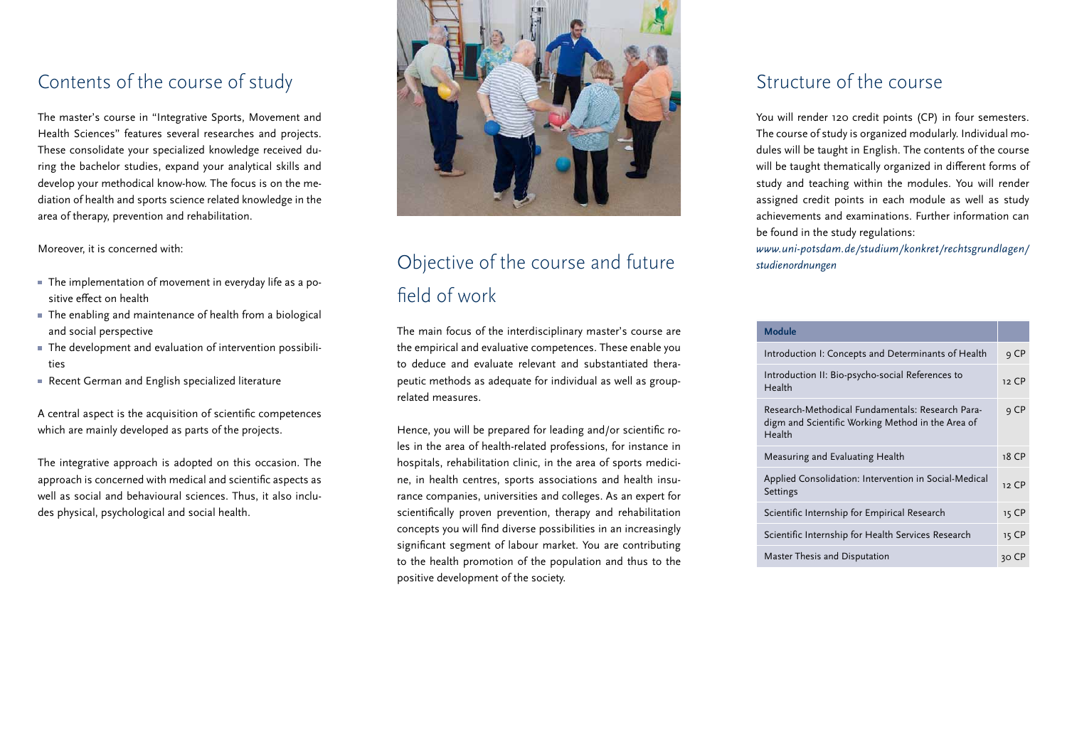## Contents of the course of study

The master's course in "Integrative Sports, Movement and Health Sciences" features several researches and projects. These consolidate your specialized knowledge received during the bachelor studies, expand your analytical skills and develop your methodical know-how. The focus is on the mediation of health and sports science related knowledge in the area of therapy, prevention and rehabilitation.

Moreover, it is concerned with:

- The implementation of movement in everyday life as a positive effect on health
- The enabling and maintenance of health from a biological and social perspective
- The development and evaluation of intervention possibilities
- Recent German and English specialized literature

A central aspect is the acquisition of scientific competences which are mainly developed as parts of the projects.

The integrative approach is adopted on this occasion. The approach is concerned with medical and scientific aspects as well as social and behavioural sciences. Thus, it also includes physical, psychological and social health.

## Objective of the course and future field of work

The main focus of the interdisciplinary master's course are the empirical and evaluative competences. These enable you to deduce and evaluate relevant and substantiated therapeutic methods as adequate for individual as well as group-related measures.

Hence, you will be prepared for leading and/or scientific roles in the area of health-related professions, for instance in hospitals, rehabilitation clinic, in the area of sports medicine, in health centres, sports associations and health insurance companies, universities and colleges. As an expert for scientifically proven prevention, therapy and rehabilitation concepts you will find diverse possibilities in an increasingly significant segment of labour market. You are contributing to the health promotion of the population and thus to the positive development of the society.

## Structure of the course

You will render 120 credit points (CP) in four semesters. The course of study is organized modularly. Individual modules will be taught in English. The contents of the course will be taught thematically organized in different forms of study and teaching within the modules. You will render assigned credit points in each module as well as study achievements and examinations. Further information can be found in the study regulations:

*www.uni-potsdam.de/studium/konkret/rechtsgrundlagen/studienordnungen*

| Module | |
|---|---|
| Introduction I: Concepts and Determinants of Health | 9 CP |
| Introduction II: Bio-psycho-social References to Health | 12 CP |
| Research-Methodical Fundamentals: Research Paradigm and Scientific Working Method in the Area of Health | 9 CP |
| Measuring and Evaluating Health | 18 CP |
| Applied Consolidation: Intervention in Social-Medical Settings | 12 CP |
| Scientific Internship for Empirical Research | 15 CP |
| Scientific Internship for Health Services Research | 15 CP |
| Master Thesis and Disputation | 30 CP |